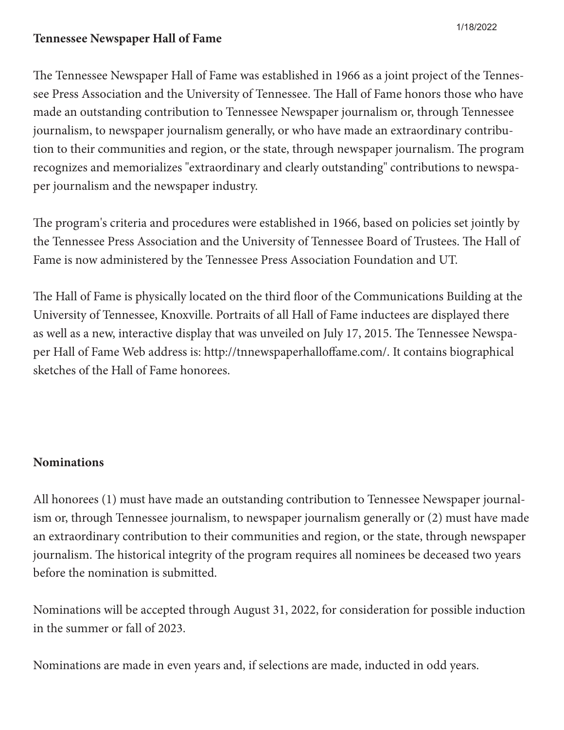## Tennessee Newspaper Hall of Fame

The Tennessee Newspaper Hall of Fame was established in 1966 as a joint project of the Tennessee Press Association and the University of Tennessee. The Hall of Fame honors those who have made an outstanding contribution to Tennessee Newspaper journalism or, through Tennessee journalism, to newspaper journalism generally, or who have made an extraordinary contribution to their communities and region, or the state, through newspaper journalism. The program recognizes and memorializes "extraordinary and clearly outstanding" contributions to newspaper journalism and the newspaper industry.

The program's criteria and procedures were established in 1966, based on policies set jointly by the Tennessee Press Association and the University of Tennessee Board of Trustees. The Hall of Fame is now administered by the Tennessee Press Association Foundation and UT.

The Hall of Fame is physically located on the third floor of the Communications Building at the University of Tennessee, Knoxville. Portraits of all Hall of Fame inductees are displayed there as well as a new, interactive display that was unveiled on July 17, 2015. The Tennessee Newspaper Hall of Fame Web address is: http://tnnewspaperhalloffame.com/. It contains biographical sketches of the Hall of Fame honorees.

## Nominations

All honorees (1) must have made an outstanding contribution to Tennessee Newspaper journalism or, through Tennessee journalism, to newspaper journalism generally or (2) must have made an extraordinary contribution to their communities and region, or the state, through newspaper journalism. The historical integrity of the program requires all nominees be deceased two years before the nomination is submitted.

Nominations will be accepted through August 31, 2022, for consideration for possible induction in the summer or fall of 2023.

Nominations are made in even years and, if selections are made, inducted in odd years.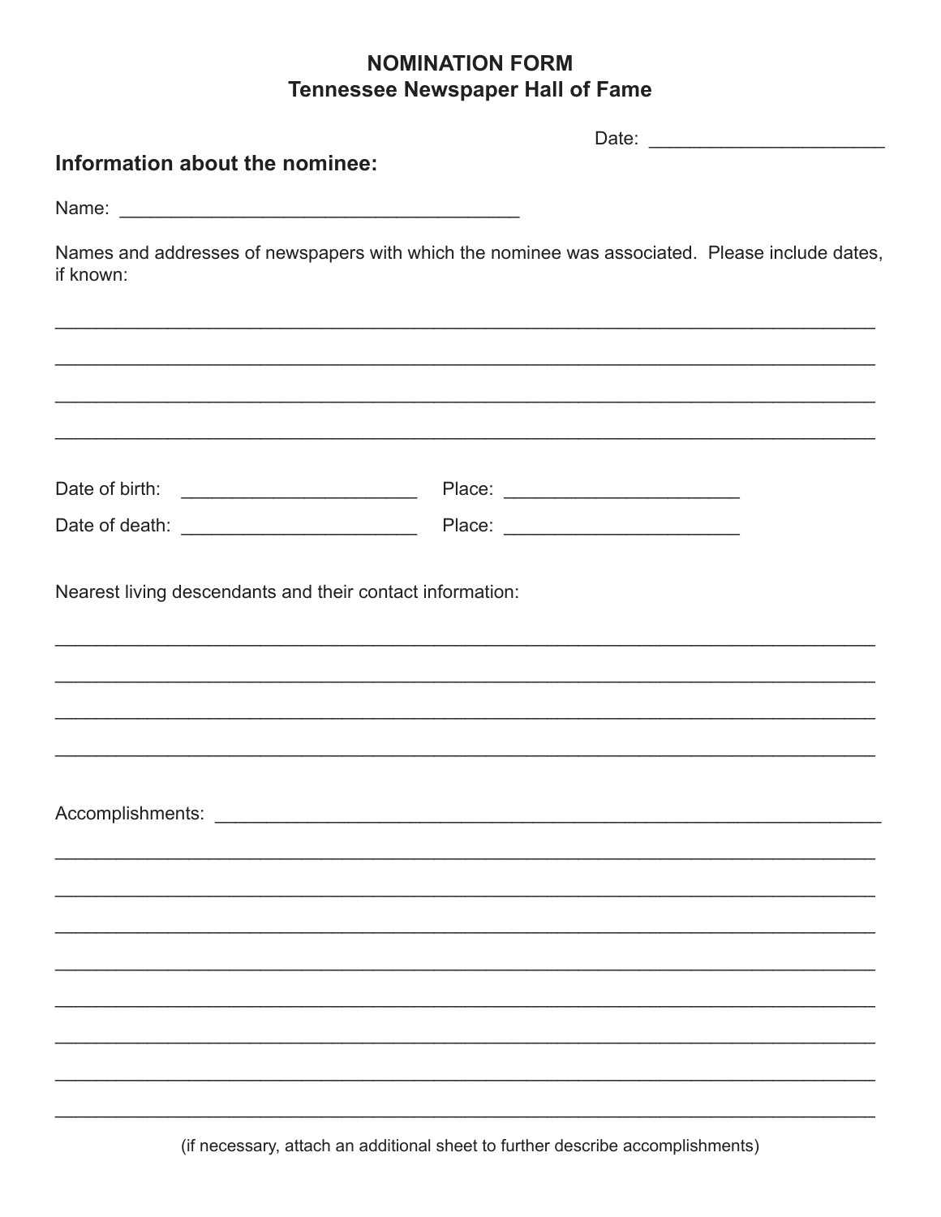# NOMINATION FORM
## Tennessee Newspaper Hall of Fame

Date: ______________________

### Information about the nominee:

Name: ______________________________________

Names and addresses of newspapers with which the nominee was associated. Please include dates, if known:

______________________________________________________________________________

______________________________________________________________________________

______________________________________________________________________________

______________________________________________________________________________

Date of birth: ______________________ Place: ______________________

Date of death: ______________________ Place: ______________________

Nearest living descendants and their contact information:

______________________________________________________________________________

______________________________________________________________________________

______________________________________________________________________________

______________________________________________________________________________

Accomplishments: ______________________________________________________________

______________________________________________________________________________

______________________________________________________________________________

______________________________________________________________________________

______________________________________________________________________________

______________________________________________________________________________

______________________________________________________________________________

______________________________________________________________________________

______________________________________________________________________________

(if necessary, attach an additional sheet to further describe accomplishments)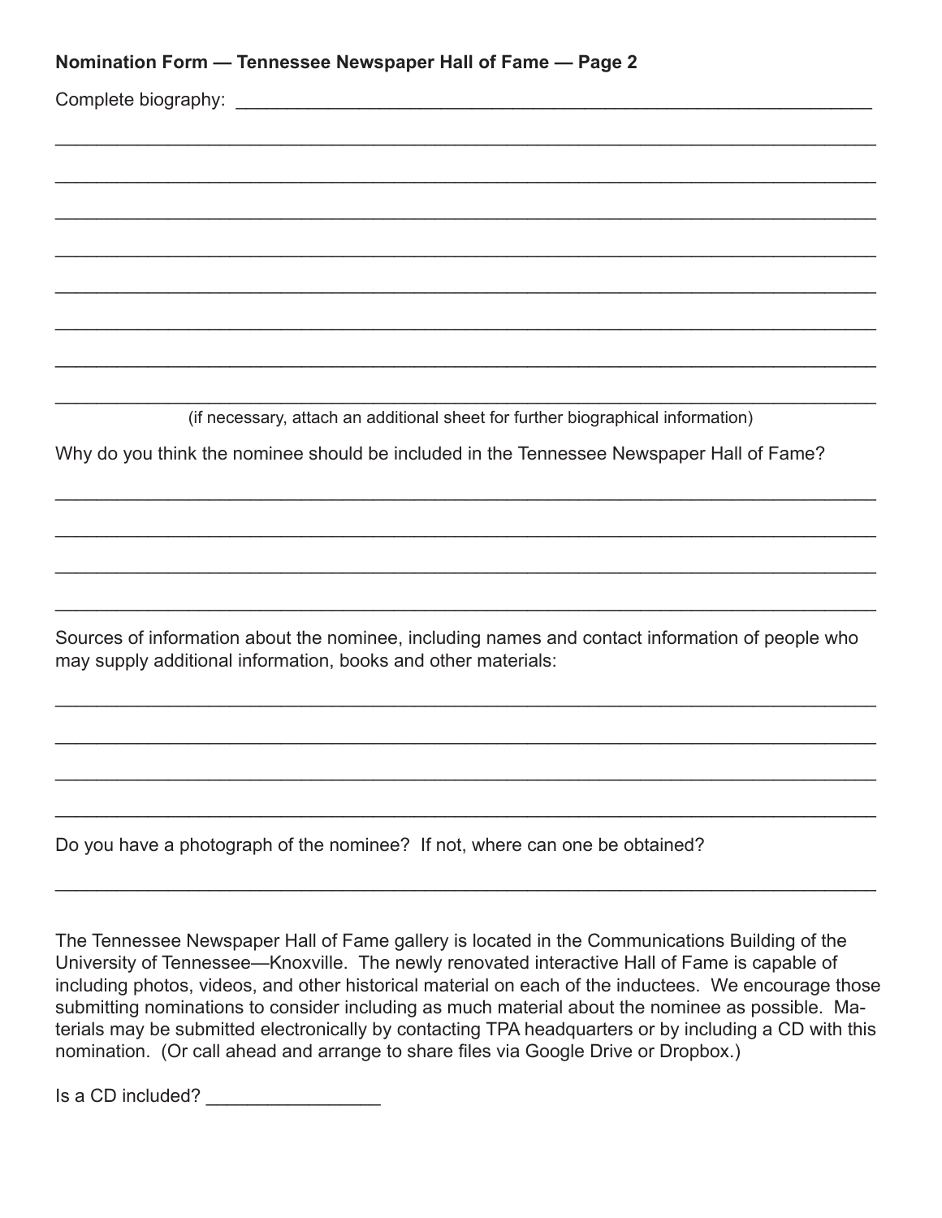**Nomination Form — Tennessee Newspaper Hall of Fame — Page 2**

Complete biography: ________________________________________________________________

________________________________________________________________________________

________________________________________________________________________________

________________________________________________________________________________

________________________________________________________________________________

________________________________________________________________________________

________________________________________________________________________________

________________________________________________________________________________

________________________________________________________________________________

(if necessary, attach an additional sheet for further biographical information)

Why do you think the nominee should be included in the Tennessee Newspaper Hall of Fame?

________________________________________________________________________________

________________________________________________________________________________

________________________________________________________________________________

________________________________________________________________________________

Sources of information about the nominee, including names and contact information of people who may supply additional information, books and other materials:

________________________________________________________________________________

________________________________________________________________________________

________________________________________________________________________________

________________________________________________________________________________

Do you have a photograph of the nominee? If not, where can one be obtained?

________________________________________________________________________________

The Tennessee Newspaper Hall of Fame gallery is located in the Communications Building of the University of Tennessee—Knoxville. The newly renovated interactive Hall of Fame is capable of including photos, videos, and other historical material on each of the inductees. We encourage those submitting nominations to consider including as much material about the nominee as possible. Materials may be submitted electronically by contacting TPA headquarters or by including a CD with this nomination. (Or call ahead and arrange to share files via Google Drive or Dropbox.)

Is a CD included? _________________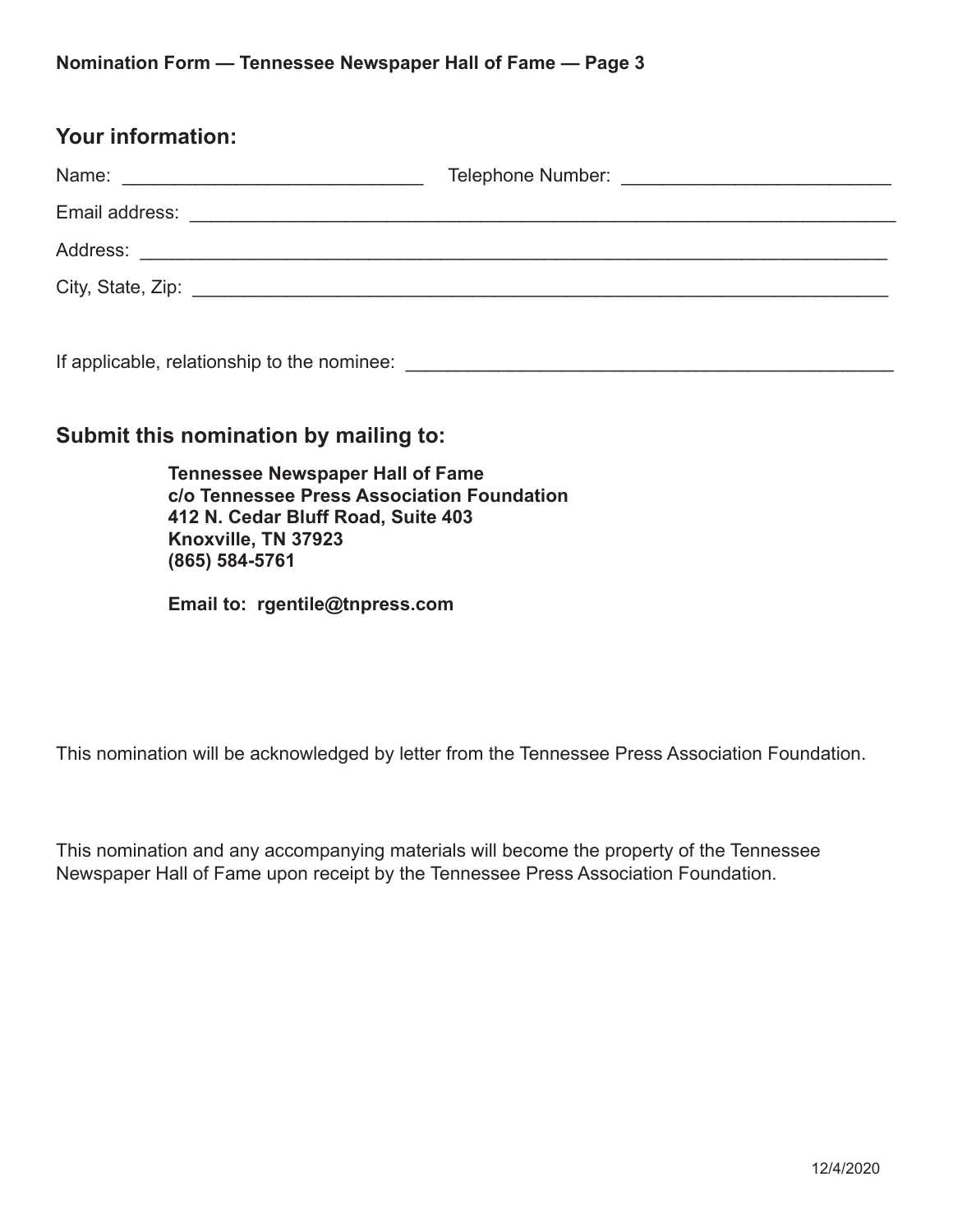## Your information:

Name: ______________________________ Telephone Number: ___________________________

Email address: ________________________________________________________________________

Address: _____________________________________________________________________________

City, State, Zip: ______________________________________________________________________

If applicable, relationship to the nominee: ________________________________________________

## Submit this nomination by mailing to:

**Tennessee Newspaper Hall of Fame**
**c/o Tennessee Press Association Foundation**
**412 N. Cedar Bluff Road, Suite 403**
**Knoxville, TN 37923**
**(865) 584-5761**

**Email to: rgentile@tnpress.com**

This nomination will be acknowledged by letter from the Tennessee Press Association Foundation.

This nomination and any accompanying materials will become the property of the Tennessee Newspaper Hall of Fame upon receipt by the Tennessee Press Association Foundation.

12/4/2020